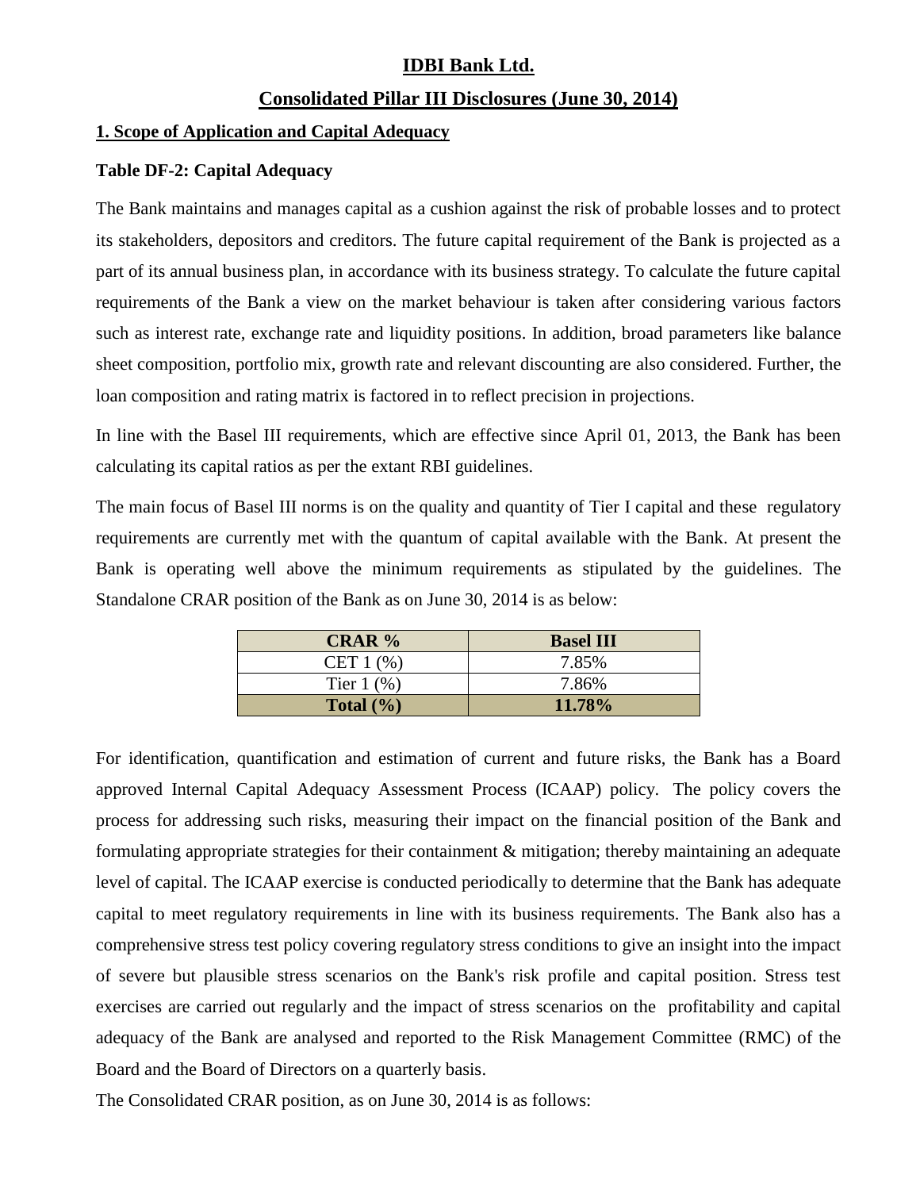# IDBI Bank Ltd.

## Consolidated Pillar III Disclosures (June 30, 2014)

### 1. Scope of Application and Capital Adequacy

**Table DF-2: Capital Adequacy**

The Bank maintains and manages capital as a cushion against the risk of probable losses and to protect its stakeholders, depositors and creditors. The future capital requirement of the Bank is projected as a part of its annual business plan, in accordance with its business strategy. To calculate the future capital requirements of the Bank a view on the market behaviour is taken after considering various factors such as interest rate, exchange rate and liquidity positions. In addition, broad parameters like balance sheet composition, portfolio mix, growth rate and relevant discounting are also considered. Further, the loan composition and rating matrix is factored in to reflect precision in projections.

In line with the Basel III requirements, which are effective since April 01, 2013, the Bank has been calculating its capital ratios as per the extant RBI guidelines.

The main focus of Basel III norms is on the quality and quantity of Tier I capital and these regulatory requirements are currently met with the quantum of capital available with the Bank. At present the Bank is operating well above the minimum requirements as stipulated by the guidelines. The Standalone CRAR position of the Bank as on June 30, 2014 is as below:

| CRAR % | Basel III |
|---|---|
| CET 1 (%) | 7.85% |
| Tier 1 (%) | 7.86% |
| **Total (%)** | **11.78%** |

For identification, quantification and estimation of current and future risks, the Bank has a Board approved Internal Capital Adequacy Assessment Process (ICAAP) policy. The policy covers the process for addressing such risks, measuring their impact on the financial position of the Bank and formulating appropriate strategies for their containment & mitigation; thereby maintaining an adequate level of capital. The ICAAP exercise is conducted periodically to determine that the Bank has adequate capital to meet regulatory requirements in line with its business requirements. The Bank also has a comprehensive stress test policy covering regulatory stress conditions to give an insight into the impact of severe but plausible stress scenarios on the Bank's risk profile and capital position. Stress test exercises are carried out regularly and the impact of stress scenarios on the profitability and capital adequacy of the Bank are analysed and reported to the Risk Management Committee (RMC) of the Board and the Board of Directors on a quarterly basis.

The Consolidated CRAR position, as on June 30, 2014 is as follows: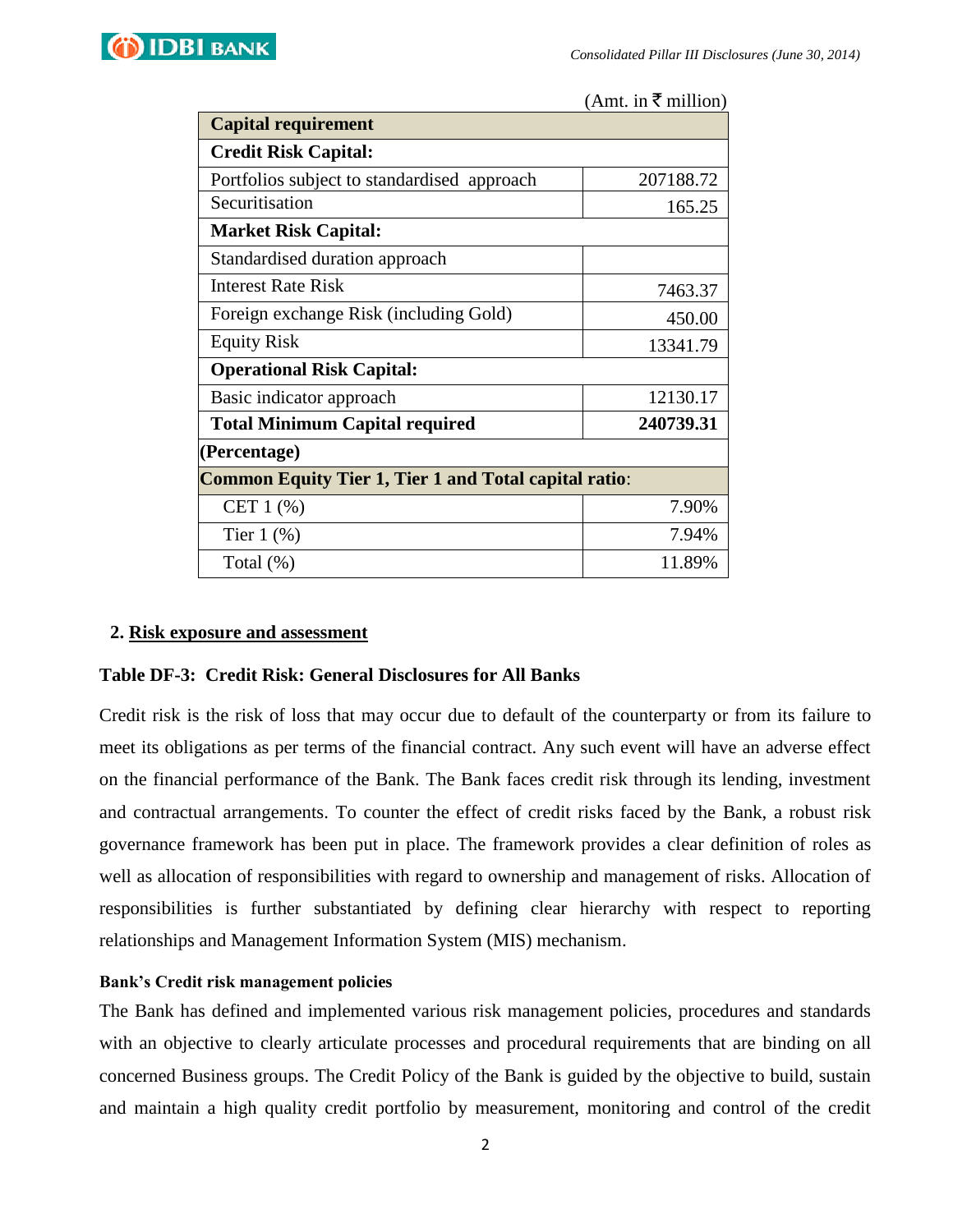(Amt. in ₹ million)

| Capital requirement | |
|---|---|
| **Credit Risk Capital:** | |
| Portfolios subject to standardised approach | 207188.72 |
| Securitisation | 165.25 |
| **Market Risk Capital:** | |
| Standardised duration approach | |
| Interest Rate Risk | 7463.37 |
| Foreign exchange Risk (including Gold) | 450.00 |
| Equity Risk | 13341.79 |
| **Operational Risk Capital:** | |
| Basic indicator approach | 12130.17 |
| **Total Minimum Capital required** | **240739.31** |
| **(Percentage)** | |
| **Common Equity Tier 1, Tier 1 and Total capital ratio**: | |
| CET 1 (%) | 7.90% |
| Tier 1 (%) | 7.94% |
| Total (%) | 11.89% |

## 2. Risk exposure and assessment

### Table DF-3: Credit Risk: General Disclosures for All Banks

Credit risk is the risk of loss that may occur due to default of the counterparty or from its failure to meet its obligations as per terms of the financial contract. Any such event will have an adverse effect on the financial performance of the Bank. The Bank faces credit risk through its lending, investment and contractual arrangements. To counter the effect of credit risks faced by the Bank, a robust risk governance framework has been put in place. The framework provides a clear definition of roles as well as allocation of responsibilities with regard to ownership and management of risks. Allocation of responsibilities is further substantiated by defining clear hierarchy with respect to reporting relationships and Management Information System (MIS) mechanism.

**Bank's Credit risk management policies**

The Bank has defined and implemented various risk management policies, procedures and standards with an objective to clearly articulate processes and procedural requirements that are binding on all concerned Business groups. The Credit Policy of the Bank is guided by the objective to build, sustain and maintain a high quality credit portfolio by measurement, monitoring and control of the credit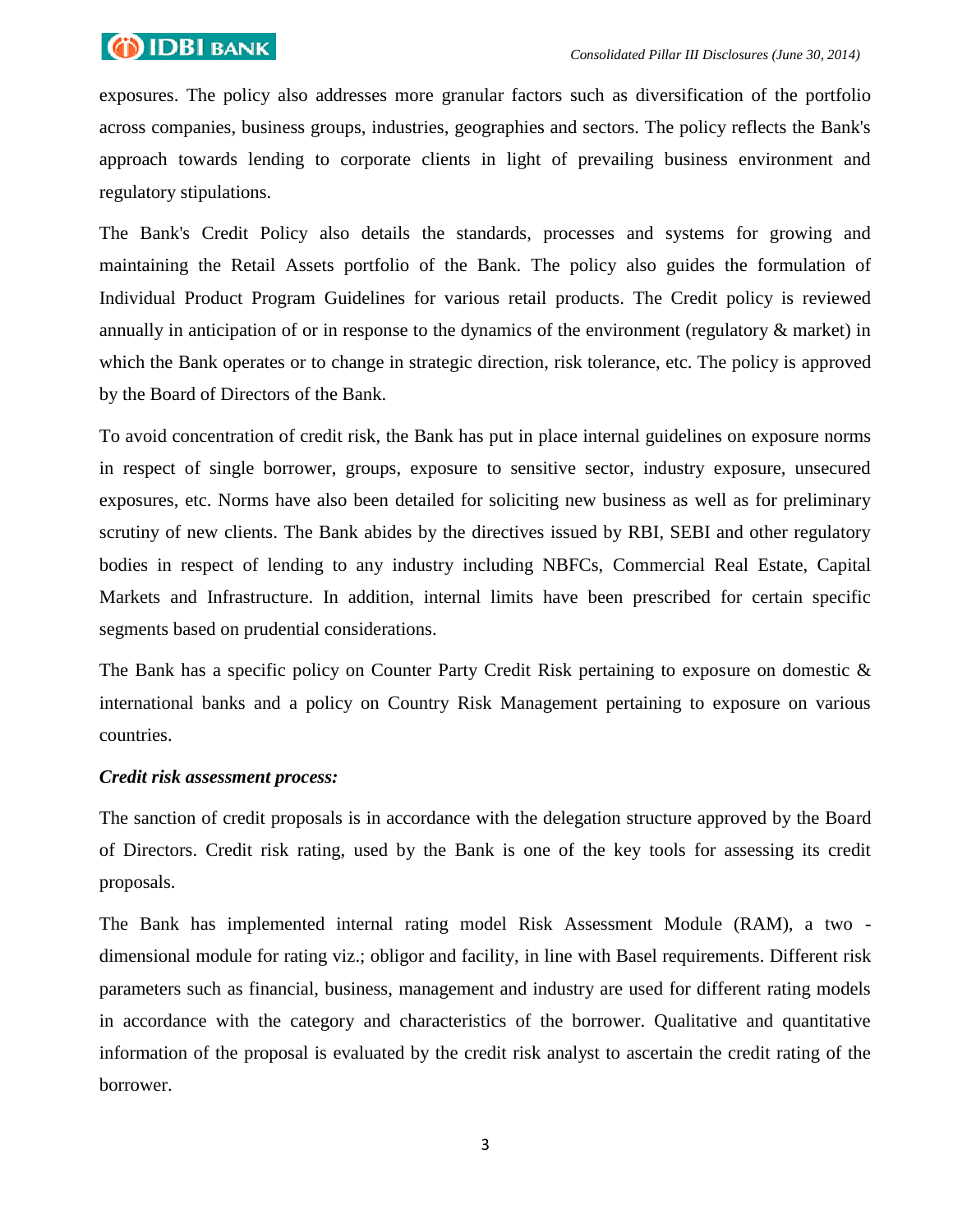exposures. The policy also addresses more granular factors such as diversification of the portfolio across companies, business groups, industries, geographies and sectors. The policy reflects the Bank's approach towards lending to corporate clients in light of prevailing business environment and regulatory stipulations.

The Bank's Credit Policy also details the standards, processes and systems for growing and maintaining the Retail Assets portfolio of the Bank. The policy also guides the formulation of Individual Product Program Guidelines for various retail products. The Credit policy is reviewed annually in anticipation of or in response to the dynamics of the environment (regulatory & market) in which the Bank operates or to change in strategic direction, risk tolerance, etc. The policy is approved by the Board of Directors of the Bank.

To avoid concentration of credit risk, the Bank has put in place internal guidelines on exposure norms in respect of single borrower, groups, exposure to sensitive sector, industry exposure, unsecured exposures, etc. Norms have also been detailed for soliciting new business as well as for preliminary scrutiny of new clients. The Bank abides by the directives issued by RBI, SEBI and other regulatory bodies in respect of lending to any industry including NBFCs, Commercial Real Estate, Capital Markets and Infrastructure. In addition, internal limits have been prescribed for certain specific segments based on prudential considerations.

The Bank has a specific policy on Counter Party Credit Risk pertaining to exposure on domestic & international banks and a policy on Country Risk Management pertaining to exposure on various countries.

***Credit risk assessment process:***

The sanction of credit proposals is in accordance with the delegation structure approved by the Board of Directors. Credit risk rating, used by the Bank is one of the key tools for assessing its credit proposals.

The Bank has implemented internal rating model Risk Assessment Module (RAM), a two - dimensional module for rating viz.; obligor and facility, in line with Basel requirements. Different risk parameters such as financial, business, management and industry are used for different rating models in accordance with the category and characteristics of the borrower. Qualitative and quantitative information of the proposal is evaluated by the credit risk analyst to ascertain the credit rating of the borrower.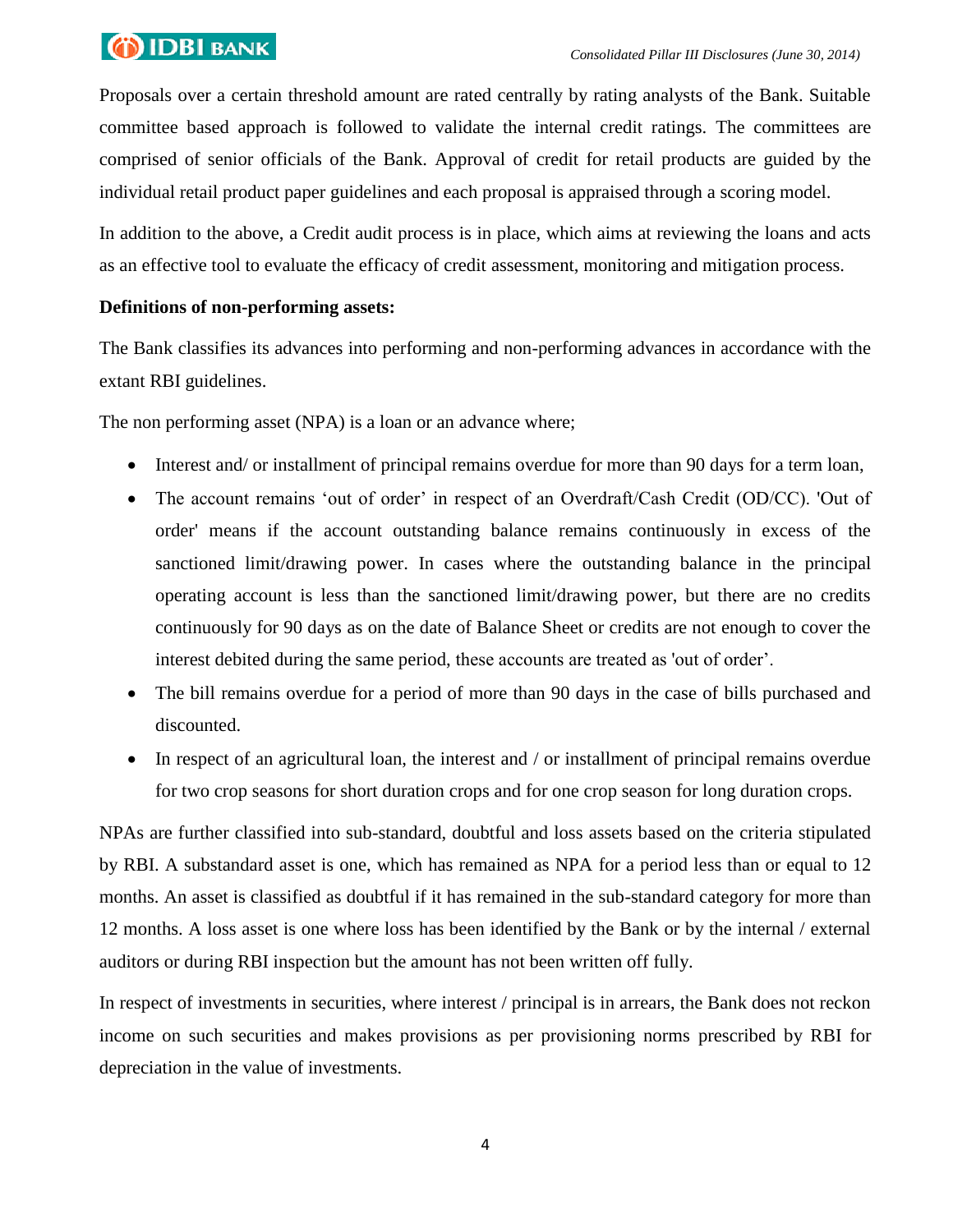Proposals over a certain threshold amount are rated centrally by rating analysts of the Bank. Suitable committee based approach is followed to validate the internal credit ratings. The committees are comprised of senior officials of the Bank. Approval of credit for retail products are guided by the individual retail product paper guidelines and each proposal is appraised through a scoring model.

In addition to the above, a Credit audit process is in place, which aims at reviewing the loans and acts as an effective tool to evaluate the efficacy of credit assessment, monitoring and mitigation process.

**Definitions of non-performing assets:**

The Bank classifies its advances into performing and non-performing advances in accordance with the extant RBI guidelines.

The non performing asset (NPA) is a loan or an advance where;

- Interest and/ or installment of principal remains overdue for more than 90 days for a term loan,
- The account remains 'out of order' in respect of an Overdraft/Cash Credit (OD/CC). 'Out of order' means if the account outstanding balance remains continuously in excess of the sanctioned limit/drawing power. In cases where the outstanding balance in the principal operating account is less than the sanctioned limit/drawing power, but there are no credits continuously for 90 days as on the date of Balance Sheet or credits are not enough to cover the interest debited during the same period, these accounts are treated as 'out of order'.
- The bill remains overdue for a period of more than 90 days in the case of bills purchased and discounted.
- In respect of an agricultural loan, the interest and / or installment of principal remains overdue for two crop seasons for short duration crops and for one crop season for long duration crops.

NPAs are further classified into sub-standard, doubtful and loss assets based on the criteria stipulated by RBI. A substandard asset is one, which has remained as NPA for a period less than or equal to 12 months. An asset is classified as doubtful if it has remained in the sub-standard category for more than 12 months. A loss asset is one where loss has been identified by the Bank or by the internal / external auditors or during RBI inspection but the amount has not been written off fully.

In respect of investments in securities, where interest / principal is in arrears, the Bank does not reckon income on such securities and makes provisions as per provisioning norms prescribed by RBI for depreciation in the value of investments.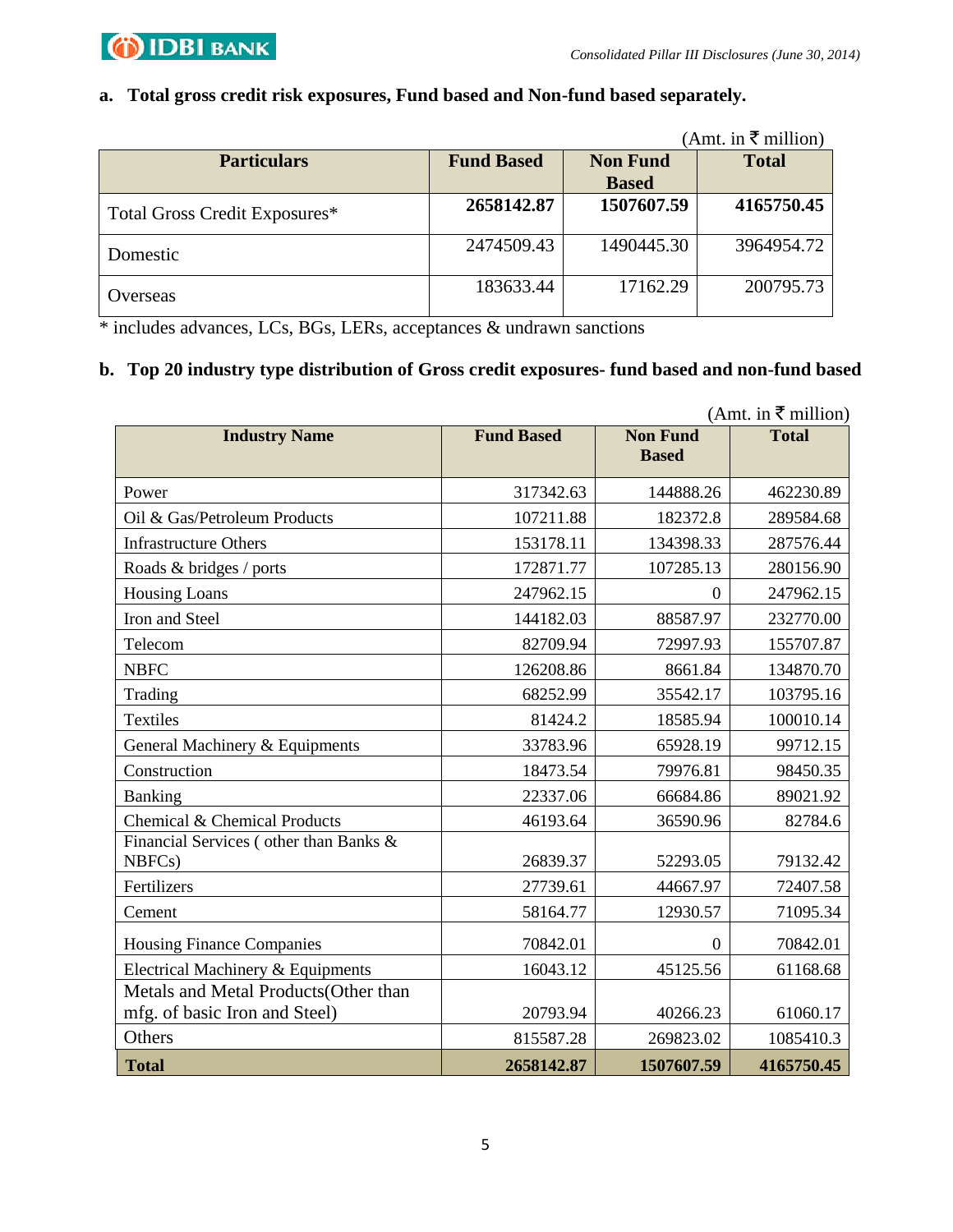**a. Total gross credit risk exposures, Fund based and Non-fund based separately.**

(Amt. in ₹ million)

| Particulars | Fund Based | Non Fund Based | Total |
|---|---|---|---|
| Total Gross Credit Exposures* | **2658142.87** | **1507607.59** | **4165750.45** |
| Domestic | 2474509.43 | 1490445.30 | 3964954.72 |
| Overseas | 183633.44 | 17162.29 | 200795.73 |

\* includes advances, LCs, BGs, LERs, acceptances & undrawn sanctions

**b. Top 20 industry type distribution of Gross credit exposures- fund based and non-fund based**

(Amt. in ₹ million)

| Industry Name | Fund Based | Non Fund Based | Total |
|---|---|---|---|
| Power | 317342.63 | 144888.26 | 462230.89 |
| Oil & Gas/Petroleum Products | 107211.88 | 182372.8 | 289584.68 |
| Infrastructure Others | 153178.11 | 134398.33 | 287576.44 |
| Roads & bridges / ports | 172871.77 | 107285.13 | 280156.90 |
| Housing Loans | 247962.15 | 0 | 247962.15 |
| Iron and Steel | 144182.03 | 88587.97 | 232770.00 |
| Telecom | 82709.94 | 72997.93 | 155707.87 |
| NBFC | 126208.86 | 8661.84 | 134870.70 |
| Trading | 68252.99 | 35542.17 | 103795.16 |
| Textiles | 81424.2 | 18585.94 | 100010.14 |
| General Machinery & Equipments | 33783.96 | 65928.19 | 99712.15 |
| Construction | 18473.54 | 79976.81 | 98450.35 |
| Banking | 22337.06 | 66684.86 | 89021.92 |
| Chemical & Chemical Products | 46193.64 | 36590.96 | 82784.6 |
| Financial Services ( other than Banks & NBFCs) | 26839.37 | 52293.05 | 79132.42 |
| Fertilizers | 27739.61 | 44667.97 | 72407.58 |
| Cement | 58164.77 | 12930.57 | 71095.34 |
| Housing Finance Companies | 70842.01 | 0 | 70842.01 |
| Electrical Machinery & Equipments | 16043.12 | 45125.56 | 61168.68 |
| Metals and Metal Products(Other than mfg. of basic Iron and Steel) | 20793.94 | 40266.23 | 61060.17 |
| Others | 815587.28 | 269823.02 | 1085410.3 |
| **Total** | **2658142.87** | **1507607.59** | **4165750.45** |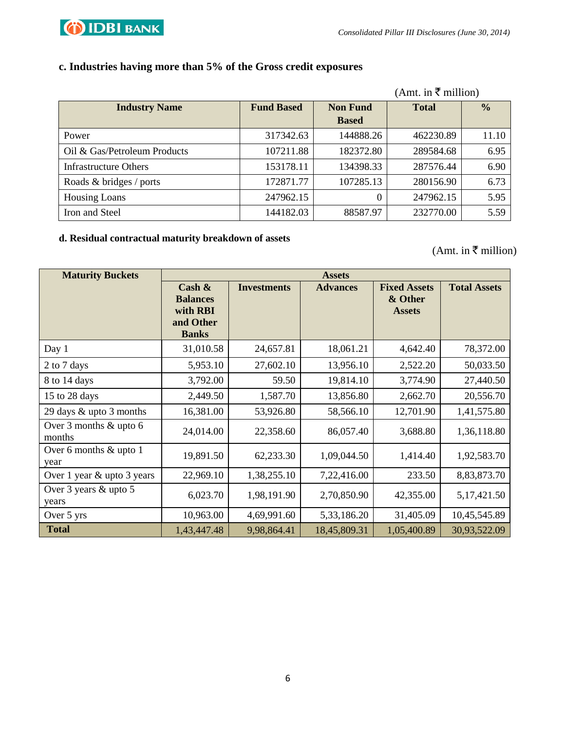### c. Industries having more than 5% of the Gross credit exposures

(Amt. in ₹ million)

| Industry Name | Fund Based | Non Fund Based | Total | % |
|---|---|---|---|---|
| Power | 317342.63 | 144888.26 | 462230.89 | 11.10 |
| Oil & Gas/Petroleum Products | 107211.88 | 182372.80 | 289584.68 | 6.95 |
| Infrastructure Others | 153178.11 | 134398.33 | 287576.44 | 6.90 |
| Roads & bridges / ports | 172871.77 | 107285.13 | 280156.90 | 6.73 |
| Housing Loans | 247962.15 | 0 | 247962.15 | 5.95 |
| Iron and Steel | 144182.03 | 88587.97 | 232770.00 | 5.59 |

### d. Residual contractual maturity breakdown of assets

(Amt. in ₹ million)

| Maturity Buckets | Assets | | | | |
|---|---|---|---|---|---|
| | Cash & Balances with RBI and Other Banks | Investments | Advances | Fixed Assets & Other Assets | Total Assets |
| Day 1 | 31,010.58 | 24,657.81 | 18,061.21 | 4,642.40 | 78,372.00 |
| 2 to 7 days | 5,953.10 | 27,602.10 | 13,956.10 | 2,522.20 | 50,033.50 |
| 8 to 14 days | 3,792.00 | 59.50 | 19,814.10 | 3,774.90 | 27,440.50 |
| 15 to 28 days | 2,449.50 | 1,587.70 | 13,856.80 | 2,662.70 | 20,556.70 |
| 29 days & upto 3 months | 16,381.00 | 53,926.80 | 58,566.10 | 12,701.90 | 1,41,575.80 |
| Over 3 months & upto 6 months | 24,014.00 | 22,358.60 | 86,057.40 | 3,688.80 | 1,36,118.80 |
| Over 6 months & upto 1 year | 19,891.50 | 62,233.30 | 1,09,044.50 | 1,414.40 | 1,92,583.70 |
| Over 1 year & upto 3 years | 22,969.10 | 1,38,255.10 | 7,22,416.00 | 233.50 | 8,83,873.70 |
| Over 3 years & upto 5 years | 6,023.70 | 1,98,191.90 | 2,70,850.90 | 42,355.00 | 5,17,421.50 |
| Over 5 yrs | 10,963.00 | 4,69,991.60 | 5,33,186.20 | 31,405.09 | 10,45,545.89 |
| **Total** | 1,43,447.48 | 9,98,864.41 | 18,45,809.31 | 1,05,400.89 | 30,93,522.09 |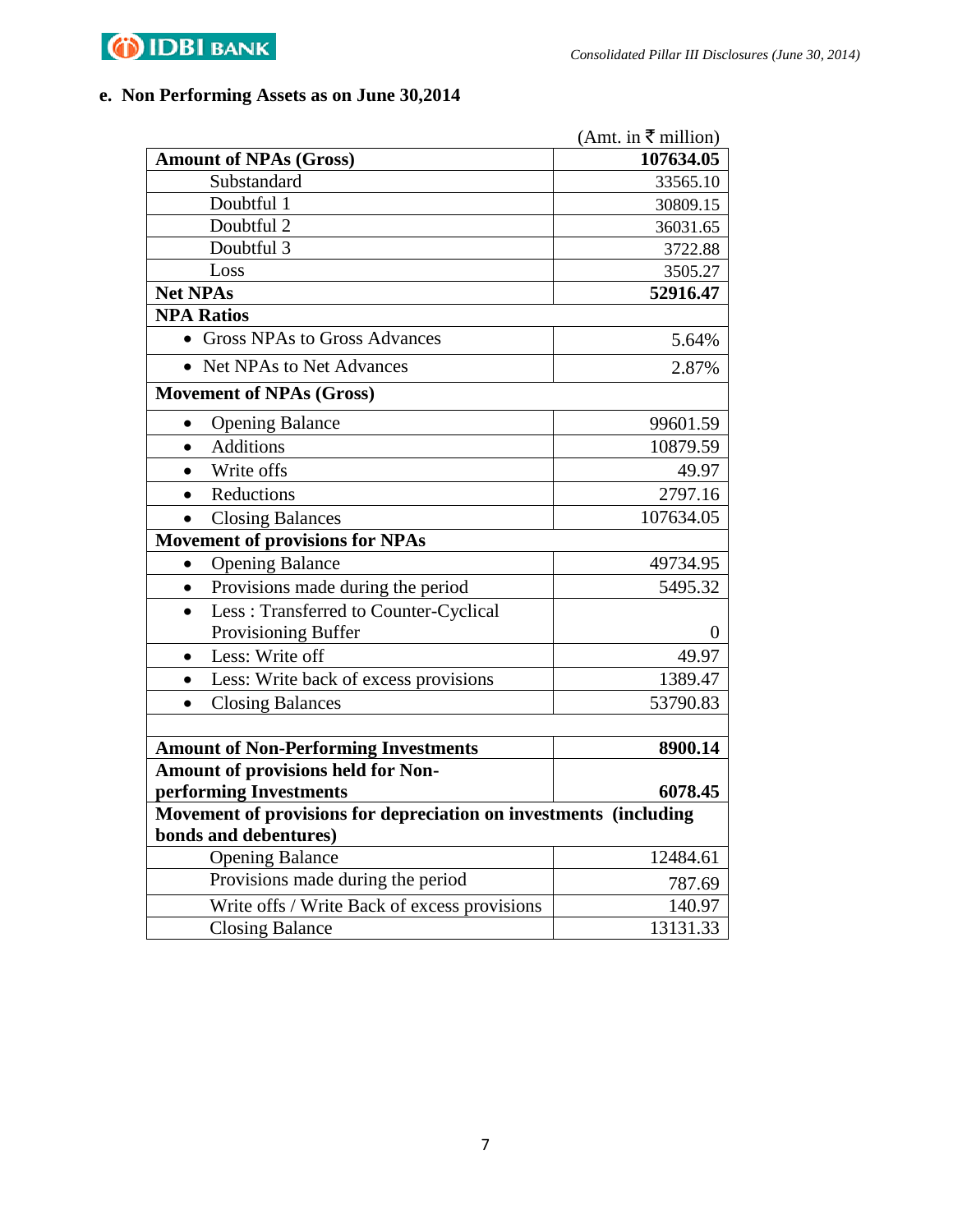## e. Non Performing Assets as on June 30,2014

(Amt. in ₹ million)

| Item | Amount |
|---|---|
| **Amount of NPAs (Gross)** | **107634.05** |
| Substandard | 33565.10 |
| Doubtful 1 | 30809.15 |
| Doubtful 2 | 36031.65 |
| Doubtful 3 | 3722.88 |
| Loss | 3505.27 |
| **Net NPAs** | **52916.47** |
| **NPA Ratios** | |
| • Gross NPAs to Gross Advances | 5.64% |
| • Net NPAs to Net Advances | 2.87% |
| **Movement of NPAs (Gross)** | |
| • Opening Balance | 99601.59 |
| • Additions | 10879.59 |
| • Write offs | 49.97 |
| • Reductions | 2797.16 |
| • Closing Balances | 107634.05 |
| **Movement of provisions for NPAs** | |
| • Opening Balance | 49734.95 |
| • Provisions made during the period | 5495.32 |
| • Less : Transferred to Counter-Cyclical Provisioning Buffer | 0 |
| • Less: Write off | 49.97 |
| • Less: Write back of excess provisions | 1389.47 |
| • Closing Balances | 53790.83 |
| | |
| **Amount of Non-Performing Investments** | **8900.14** |
| **Amount of provisions held for Non-performing Investments** | **6078.45** |
| **Movement of provisions for depreciation on investments (including bonds and debentures)** | |
| Opening Balance | 12484.61 |
| Provisions made during the period | 787.69 |
| Write offs / Write Back of excess provisions | 140.97 |
| Closing Balance | 13131.33 |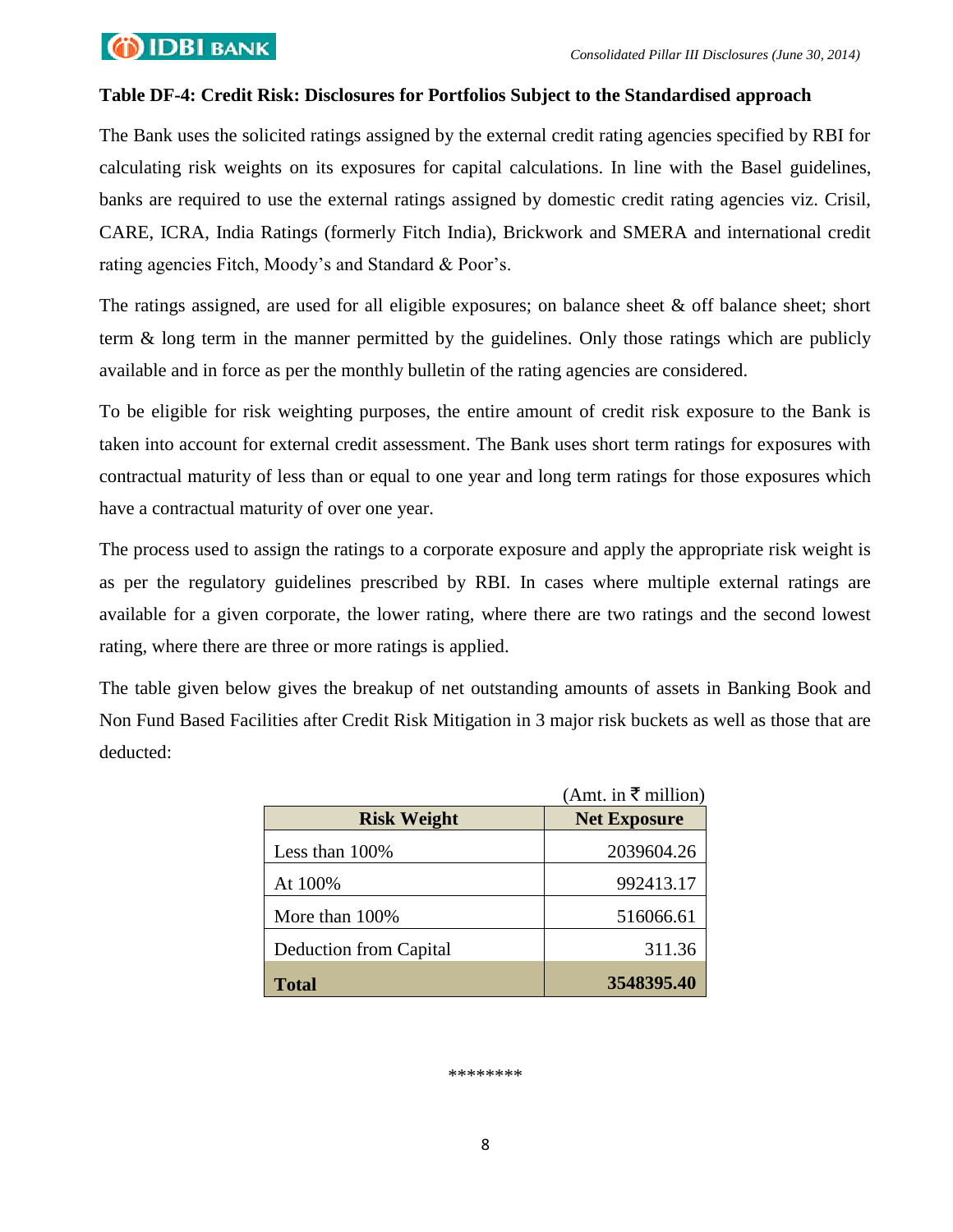**Table DF-4: Credit Risk: Disclosures for Portfolios Subject to the Standardised approach**

The Bank uses the solicited ratings assigned by the external credit rating agencies specified by RBI for calculating risk weights on its exposures for capital calculations. In line with the Basel guidelines, banks are required to use the external ratings assigned by domestic credit rating agencies viz. Crisil, CARE, ICRA, India Ratings (formerly Fitch India), Brickwork and SMERA and international credit rating agencies Fitch, Moody's and Standard & Poor's.

The ratings assigned, are used for all eligible exposures; on balance sheet & off balance sheet; short term & long term in the manner permitted by the guidelines. Only those ratings which are publicly available and in force as per the monthly bulletin of the rating agencies are considered.

To be eligible for risk weighting purposes, the entire amount of credit risk exposure to the Bank is taken into account for external credit assessment. The Bank uses short term ratings for exposures with contractual maturity of less than or equal to one year and long term ratings for those exposures which have a contractual maturity of over one year.

The process used to assign the ratings to a corporate exposure and apply the appropriate risk weight is as per the regulatory guidelines prescribed by RBI. In cases where multiple external ratings are available for a given corporate, the lower rating, where there are two ratings and the second lowest rating, where there are three or more ratings is applied.

The table given below gives the breakup of net outstanding amounts of assets in Banking Book and Non Fund Based Facilities after Credit Risk Mitigation in 3 major risk buckets as well as those that are deducted:

(Amt. in ₹ million)

| Risk Weight | Net Exposure |
|---|---|
| Less than 100% | 2039604.26 |
| At 100% | 992413.17 |
| More than 100% | 516066.61 |
| Deduction from Capital | 311.36 |
| **Total** | **3548395.40** |

********